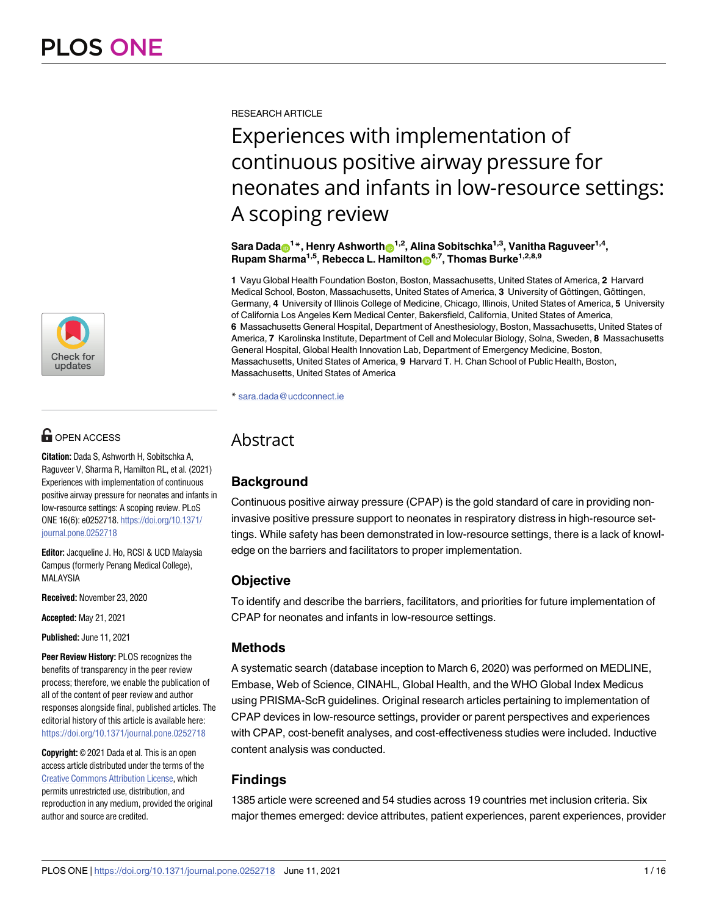RESEARCH ARTICLE

# Experiences with implementation of continuous positive airway pressure for neonates and infants in low-resource settings: A scoping review

**Sara Dada[1]*, Henry Ashworth[1,2], Alina Sobitschka[1,3], Vanitha Raguveer[1,4], Rupam Sharma[1,5], Rebecca L. Hamilton[6,7], Thomas Burke[1,2,8,9]**

**1** Vayu Global Health Foundation Boston, Boston, Massachusetts, United States of America, **2** Harvard Medical School, Boston, Massachusetts, United States of America, **3** University of Göttingen, Göttingen, Germany, **4** University of Illinois College of Medicine, Chicago, Illinois, United States of America, **5** University of California Los Angeles Kern Medical Center, Bakersfield, California, United States of America, **6** Massachusetts General Hospital, Department of Anesthesiology, Boston, Massachusetts, United States of America, **7** Karolinska Institute, Department of Cell and Molecular Biology, Solna, Sweden, **8** Massachusetts General Hospital, Global Health Innovation Lab, Department of Emergency Medicine, Boston, Massachusetts, United States of America, **9** Harvard T. H. Chan School of Public Health, Boston, Massachusetts, United States of America

* sara.dada@ucdconnect.ie

OPEN ACCESS

**Citation:** Dada S, Ashworth H, Sobitschka A, Raguveer V, Sharma R, Hamilton RL, et al. (2021) Experiences with implementation of continuous positive airway pressure for neonates and infants in low-resource settings: A scoping review. PLoS ONE 16(6): e0252718. https://doi.org/10.1371/journal.pone.0252718

**Editor:** Jacqueline J. Ho, RCSI & UCD Malaysia Campus (formerly Penang Medical College), MALAYSIA

**Received:** November 23, 2020

**Accepted:** May 21, 2021

**Published:** June 11, 2021

**Peer Review History:** PLOS recognizes the benefits of transparency in the peer review process; therefore, we enable the publication of all of the content of peer review and author responses alongside final, published articles. The editorial history of this article is available here: https://doi.org/10.1371/journal.pone.0252718

**Copyright:** © 2021 Dada et al. This is an open access article distributed under the terms of the Creative Commons Attribution License, which permits unrestricted use, distribution, and reproduction in any medium, provided the original author and source are credited.

## Abstract

### Background

Continuous positive airway pressure (CPAP) is the gold standard of care in providing non-invasive positive pressure support to neonates in respiratory distress in high-resource settings. While safety has been demonstrated in low-resource settings, there is a lack of knowledge on the barriers and facilitators to proper implementation.

### Objective

To identify and describe the barriers, facilitators, and priorities for future implementation of CPAP for neonates and infants in low-resource settings.

### Methods

A systematic search (database inception to March 6, 2020) was performed on MEDLINE, Embase, Web of Science, CINAHL, Global Health, and the WHO Global Index Medicus using PRISMA-ScR guidelines. Original research articles pertaining to implementation of CPAP devices in low-resource settings, provider or parent perspectives and experiences with CPAP, cost-benefit analyses, and cost-effectiveness studies were included. Inductive content analysis was conducted.

### Findings

1385 article were screened and 54 studies across 19 countries met inclusion criteria. Six major themes emerged: device attributes, patient experiences, parent experiences, provider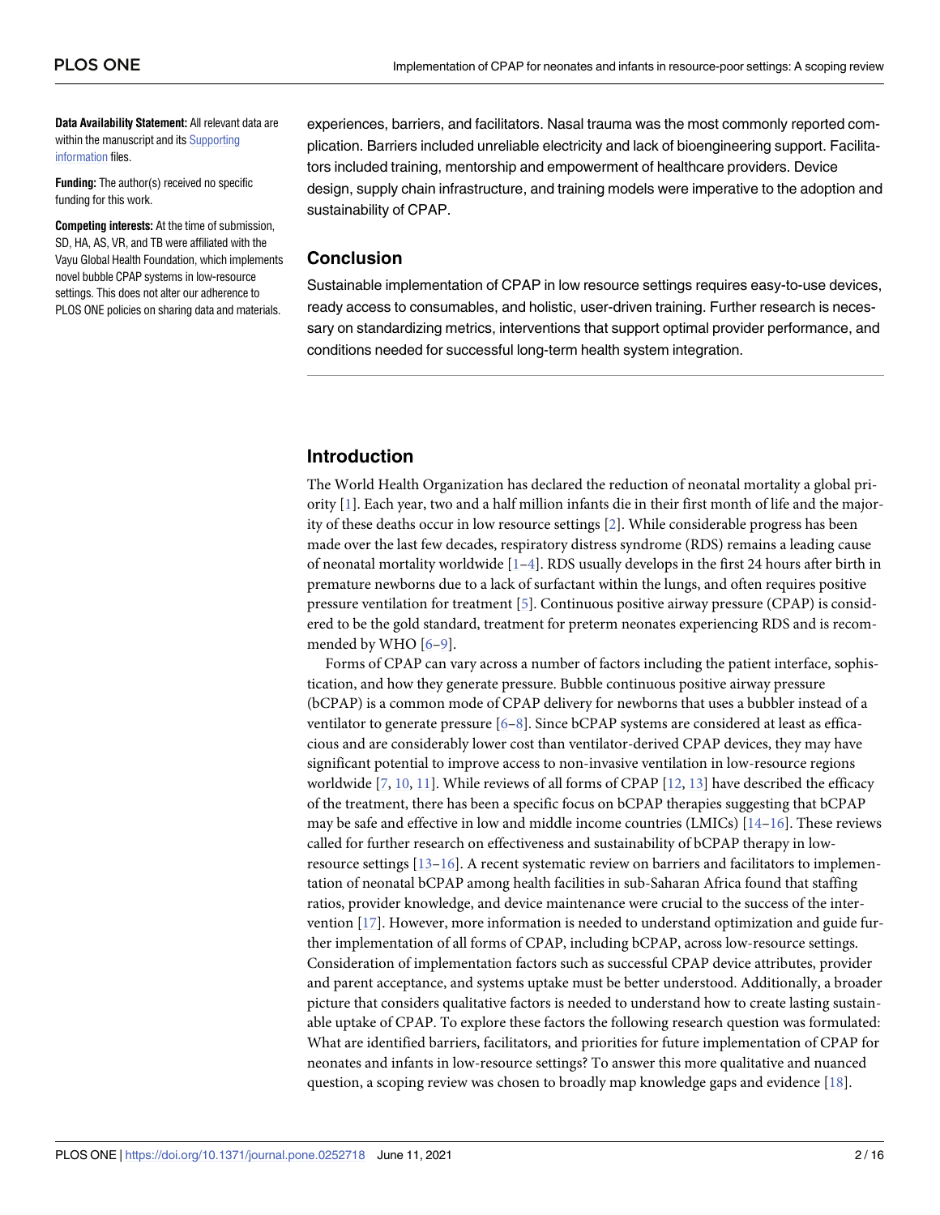**Data Availability Statement:** All relevant data are within the manuscript and its Supporting information files.

**Funding:** The author(s) received no specific funding for this work.

**Competing interests:** At the time of submission, SD, HA, AS, VR, and TB were affiliated with the Vayu Global Health Foundation, which implements novel bubble CPAP systems in low-resource settings. This does not alter our adherence to PLOS ONE policies on sharing data and materials.

experiences, barriers, and facilitators. Nasal trauma was the most commonly reported complication. Barriers included unreliable electricity and lack of bioengineering support. Facilitators included training, mentorship and empowerment of healthcare providers. Device design, supply chain infrastructure, and training models were imperative to the adoption and sustainability of CPAP.

## Conclusion

Sustainable implementation of CPAP in low resource settings requires easy-to-use devices, ready access to consumables, and holistic, user-driven training. Further research is necessary on standardizing metrics, interventions that support optimal provider performance, and conditions needed for successful long-term health system integration.

## Introduction

The World Health Organization has declared the reduction of neonatal mortality a global priority [1]. Each year, two and a half million infants die in their first month of life and the majority of these deaths occur in low resource settings [2]. While considerable progress has been made over the last few decades, respiratory distress syndrome (RDS) remains a leading cause of neonatal mortality worldwide [1–4]. RDS usually develops in the first 24 hours after birth in premature newborns due to a lack of surfactant within the lungs, and often requires positive pressure ventilation for treatment [5]. Continuous positive airway pressure (CPAP) is considered to be the gold standard, treatment for preterm neonates experiencing RDS and is recommended by WHO [6–9].

Forms of CPAP can vary across a number of factors including the patient interface, sophistication, and how they generate pressure. Bubble continuous positive airway pressure (bCPAP) is a common mode of CPAP delivery for newborns that uses a bubbler instead of a ventilator to generate pressure [6–8]. Since bCPAP systems are considered at least as efficacious and are considerably lower cost than ventilator-derived CPAP devices, they may have significant potential to improve access to non-invasive ventilation in low-resource regions worldwide [7, 10, 11]. While reviews of all forms of CPAP [12, 13] have described the efficacy of the treatment, there has been a specific focus on bCPAP therapies suggesting that bCPAP may be safe and effective in low and middle income countries (LMICs) [14–16]. These reviews called for further research on effectiveness and sustainability of bCPAP therapy in low-resource settings [13–16]. A recent systematic review on barriers and facilitators to implementation of neonatal bCPAP among health facilities in sub-Saharan Africa found that staffing ratios, provider knowledge, and device maintenance were crucial to the success of the intervention [17]. However, more information is needed to understand optimization and guide further implementation of all forms of CPAP, including bCPAP, across low-resource settings. Consideration of implementation factors such as successful CPAP device attributes, provider and parent acceptance, and systems uptake must be better understood. Additionally, a broader picture that considers qualitative factors is needed to understand how to create lasting sustainable uptake of CPAP. To explore these factors the following research question was formulated: What are identified barriers, facilitators, and priorities for future implementation of CPAP for neonates and infants in low-resource settings? To answer this more qualitative and nuanced question, a scoping review was chosen to broadly map knowledge gaps and evidence [18].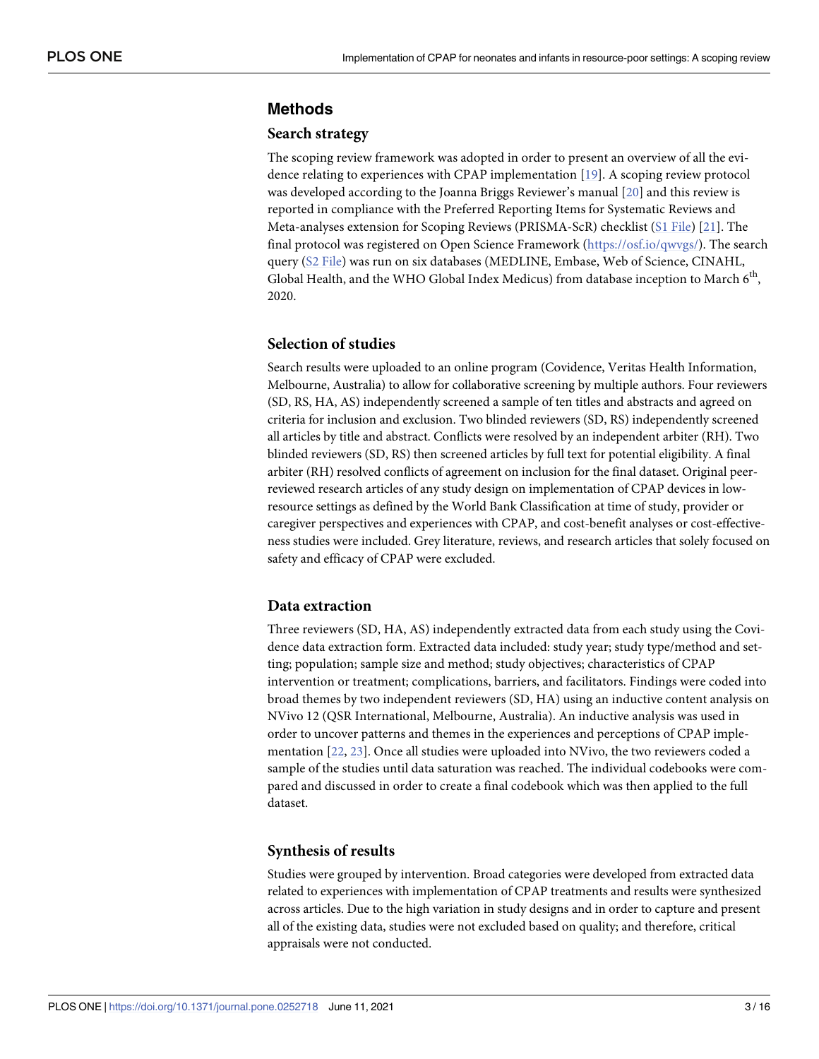## Methods

### Search strategy

The scoping review framework was adopted in order to present an overview of all the evidence relating to experiences with CPAP implementation [19]. A scoping review protocol was developed according to the Joanna Briggs Reviewer's manual [20] and this review is reported in compliance with the Preferred Reporting Items for Systematic Reviews and Meta-analyses extension for Scoping Reviews (PRISMA-ScR) checklist (S1 File) [21]. The final protocol was registered on Open Science Framework (https://osf.io/qwvgs/). The search query (S2 File) was run on six databases (MEDLINE, Embase, Web of Science, CINAHL, Global Health, and the WHO Global Index Medicus) from database inception to March 6th, 2020.

### Selection of studies

Search results were uploaded to an online program (Covidence, Veritas Health Information, Melbourne, Australia) to allow for collaborative screening by multiple authors. Four reviewers (SD, RS, HA, AS) independently screened a sample of ten titles and abstracts and agreed on criteria for inclusion and exclusion. Two blinded reviewers (SD, RS) independently screened all articles by title and abstract. Conflicts were resolved by an independent arbiter (RH). Two blinded reviewers (SD, RS) then screened articles by full text for potential eligibility. A final arbiter (RH) resolved conflicts of agreement on inclusion for the final dataset. Original peer-reviewed research articles of any study design on implementation of CPAP devices in low-resource settings as defined by the World Bank Classification at time of study, provider or caregiver perspectives and experiences with CPAP, and cost-benefit analyses or cost-effectiveness studies were included. Grey literature, reviews, and research articles that solely focused on safety and efficacy of CPAP were excluded.

### Data extraction

Three reviewers (SD, HA, AS) independently extracted data from each study using the Covidence data extraction form. Extracted data included: study year; study type/method and setting; population; sample size and method; study objectives; characteristics of CPAP intervention or treatment; complications, barriers, and facilitators. Findings were coded into broad themes by two independent reviewers (SD, HA) using an inductive content analysis on NVivo 12 (QSR International, Melbourne, Australia). An inductive analysis was used in order to uncover patterns and themes in the experiences and perceptions of CPAP implementation [22, 23]. Once all studies were uploaded into NVivo, the two reviewers coded a sample of the studies until data saturation was reached. The individual codebooks were compared and discussed in order to create a final codebook which was then applied to the full dataset.

### Synthesis of results

Studies were grouped by intervention. Broad categories were developed from extracted data related to experiences with implementation of CPAP treatments and results were synthesized across articles. Due to the high variation in study designs and in order to capture and present all of the existing data, studies were not excluded based on quality; and therefore, critical appraisals were not conducted.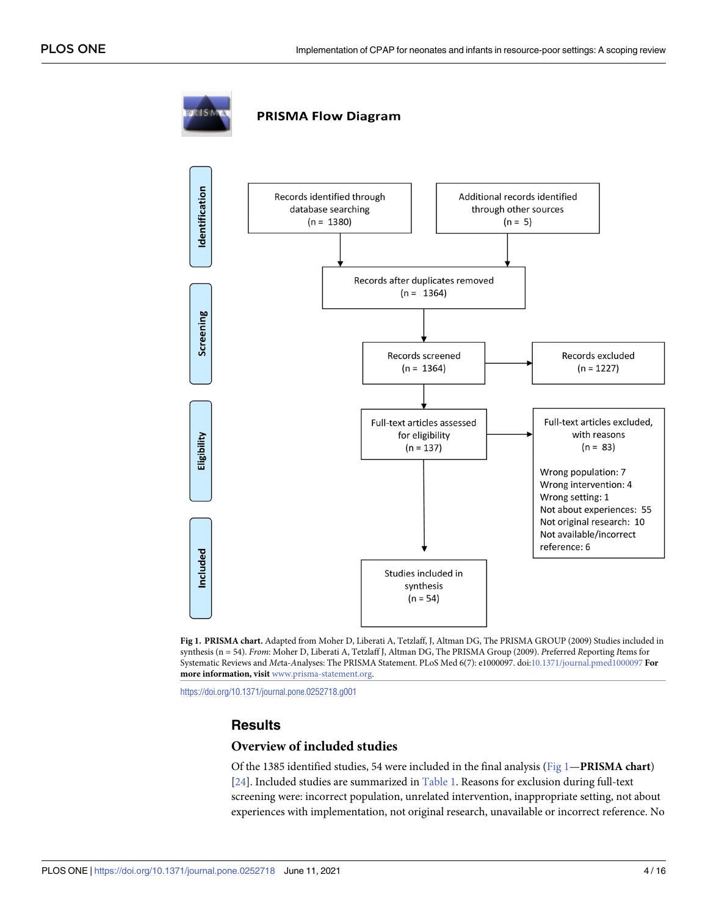PRISMA Flow Diagram

Identification

Records identified through database searching (n = 1380)

Additional records identified through other sources (n = 5)

Records after duplicates removed (n = 1364)

Screening

Records screened (n = 1364)

Records excluded (n = 1227)

Eligibility

Full-text articles assessed for eligibility (n = 137)

Full-text articles excluded, with reasons (n = 83)

Wrong population: 7
Wrong intervention: 4
Wrong setting: 1
Not about experiences: 55
Not original research: 10
Not available/incorrect reference: 6

Included

Studies included in synthesis (n = 54)

**Fig 1. PRISMA chart.** Adapted from Moher D, Liberati A, Tetzlaff, J, Altman DG, The PRISMA GROUP (2009) Studies included in synthesis (n = 54). *From*: Moher D, Liberati A, Tetzlaff J, Altman DG, The PRISMA Group (2009). *Preferred Reporting Items for Systematic Reviews and Meta-Analyses*: The PRISMA Statement. PLoS Med 6(7): e1000097. doi:10.1371/journal.pmed1000097 **For more information, visit** www.prisma-statement.org.

https://doi.org/10.1371/journal.pone.0252718.g001

## Results

### Overview of included studies

Of the 1385 identified studies, 54 were included in the final analysis (Fig 1—**PRISMA chart**) [24]. Included studies are summarized in Table 1. Reasons for exclusion during full-text screening were: incorrect population, unrelated intervention, inappropriate setting, not about experiences with implementation, not original research, unavailable or incorrect reference. No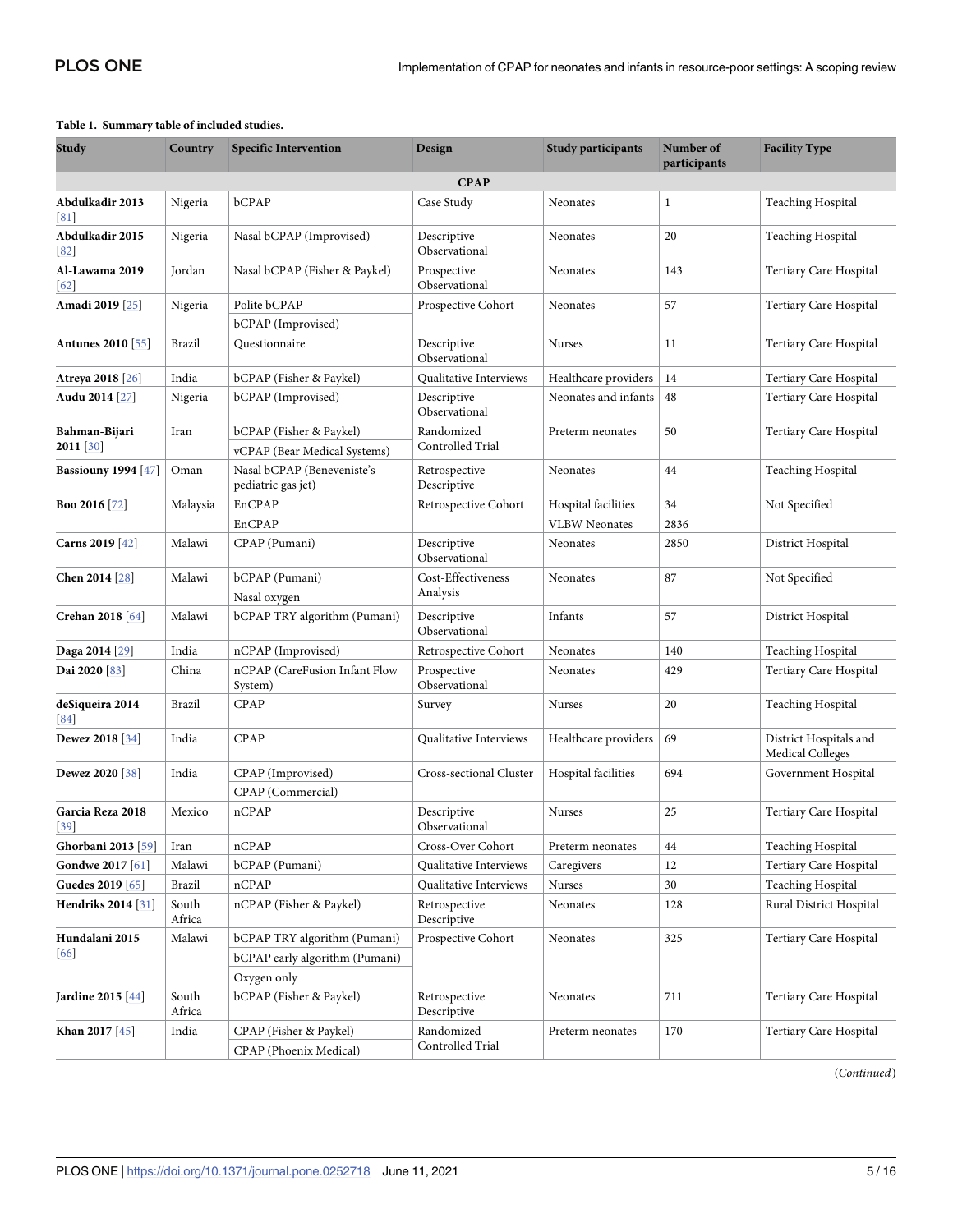**Table 1. Summary table of included studies.**

| Study | Country | Specific Intervention | Design | Study participants | Number of participants | Facility Type |
|---|---|---|---|---|---|---|
| | | | **CPAP** | | | |
| **Abdulkadir 2013** [81] | Nigeria | bCPAP | Case Study | Neonates | 1 | Teaching Hospital |
| **Abdulkadir 2015** [82] | Nigeria | Nasal bCPAP (Improvised) | Descriptive Observational | Neonates | 20 | Teaching Hospital |
| **Al-Lawama 2019** [62] | Jordan | Nasal bCPAP (Fisher & Paykel) | Prospective Observational | Neonates | 143 | Tertiary Care Hospital |
| **Amadi 2019** [25] | Nigeria | Polite bCPAP | Prospective Cohort | Neonates | 57 | Tertiary Care Hospital |
| | | bCPAP (Improvised) | | | | |
| **Antunes 2010** [55] | Brazil | Questionnaire | Descriptive Observational | Nurses | 11 | Tertiary Care Hospital |
| **Atreya 2018** [26] | India | bCPAP (Fisher & Paykel) | Qualitative Interviews | Healthcare providers | 14 | Tertiary Care Hospital |
| **Audu 2014** [27] | Nigeria | bCPAP (Improvised) | Descriptive Observational | Neonates and infants | 48 | Tertiary Care Hospital |
| **Bahman-Bijari 2011** [30] | Iran | bCPAP (Fisher & Paykel) | Randomized Controlled Trial | Preterm neonates | 50 | Tertiary Care Hospital |
| | | vCPAP (Bear Medical Systems) | | | | |
| **Bassiouny 1994** [47] | Oman | Nasal bCPAP (Beneveniste's pediatric gas jet) | Retrospective Descriptive | Neonates | 44 | Teaching Hospital |
| **Boo 2016** [72] | Malaysia | EnCPAP | Retrospective Cohort | Hospital facilities | 34 | Not Specified |
| | | EnCPAP | | VLBW Neonates | 2836 | |
| **Carns 2019** [42] | Malawi | CPAP (Pumani) | Descriptive Observational | Neonates | 2850 | District Hospital |
| **Chen 2014** [28] | Malawi | bCPAP (Pumani) | Cost-Effectiveness Analysis | Neonates | 87 | Not Specified |
| | | Nasal oxygen | | | | |
| **Crehan 2018** [64] | Malawi | bCPAP TRY algorithm (Pumani) | Descriptive Observational | Infants | 57 | District Hospital |
| **Daga 2014** [29] | India | nCPAP (Improvised) | Retrospective Cohort | Neonates | 140 | Teaching Hospital |
| **Dai 2020** [83] | China | nCPAP (CareFusion Infant Flow System) | Prospective Observational | Neonates | 429 | Tertiary Care Hospital |
| **deSiqueira 2014** [84] | Brazil | CPAP | Survey | Nurses | 20 | Teaching Hospital |
| **Dewez 2018** [34] | India | CPAP | Qualitative Interviews | Healthcare providers | 69 | District Hospitals and Medical Colleges |
| **Dewez 2020** [38] | India | CPAP (Improvised) | Cross-sectional Cluster | Hospital facilities | 694 | Government Hospital |
| | | CPAP (Commercial) | | | | |
| **Garcia Reza 2018** [39] | Mexico | nCPAP | Descriptive Observational | Nurses | 25 | Tertiary Care Hospital |
| **Ghorbani 2013** [59] | Iran | nCPAP | Cross-Over Cohort | Preterm neonates | 44 | Teaching Hospital |
| **Gondwe 2017** [61] | Malawi | bCPAP (Pumani) | Qualitative Interviews | Caregivers | 12 | Tertiary Care Hospital |
| **Guedes 2019** [65] | Brazil | nCPAP | Qualitative Interviews | Nurses | 30 | Teaching Hospital |
| **Hendriks 2014** [31] | South Africa | nCPAP (Fisher & Paykel) | Retrospective Descriptive | Neonates | 128 | Rural District Hospital |
| **Hundalani 2015** [66] | Malawi | bCPAP TRY algorithm (Pumani) | Prospective Cohort | Neonates | 325 | Tertiary Care Hospital |
| | | bCPAP early algorithm (Pumani) | | | | |
| | | Oxygen only | | | | |
| **Jardine 2015** [44] | South Africa | bCPAP (Fisher & Paykel) | Retrospective Descriptive | Neonates | 711 | Tertiary Care Hospital |
| **Khan 2017** [45] | India | CPAP (Fisher & Paykel) | Randomized Controlled Trial | Preterm neonates | 170 | Tertiary Care Hospital |
| | | CPAP (Phoenix Medical) | | | | |

(*Continued*)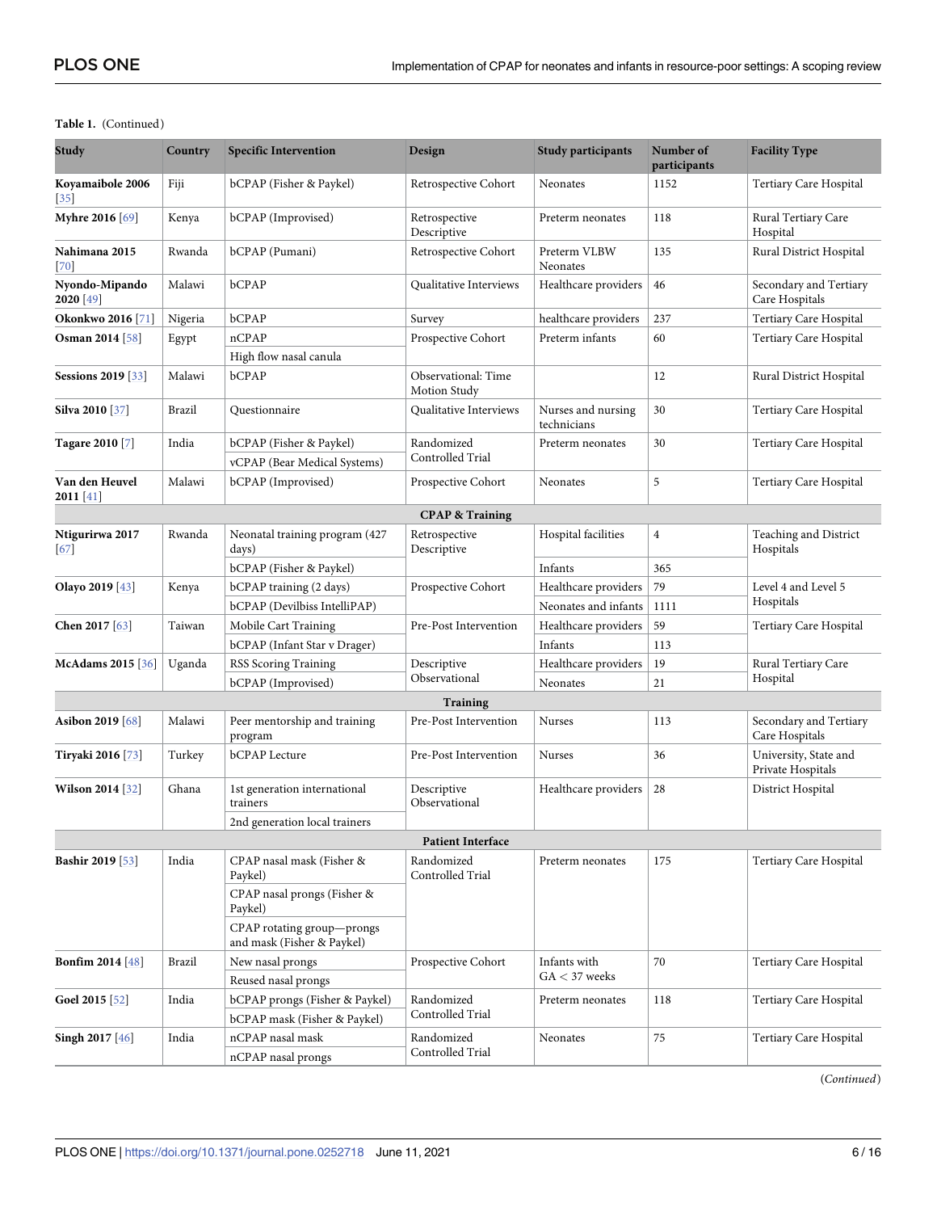**Table 1.** (Continued)

| Study | Country | Specific Intervention | Design | Study participants | Number of participants | Facility Type |
|---|---|---|---|---|---|---|
| **Koyamaibole 2006** [35] | Fiji | bCPAP (Fisher & Paykel) | Retrospective Cohort | Neonates | 1152 | Tertiary Care Hospital |
| **Myhre 2016** [69] | Kenya | bCPAP (Improvised) | Retrospective Descriptive | Preterm neonates | 118 | Rural Tertiary Care Hospital |
| **Nahimana 2015** [70] | Rwanda | bCPAP (Pumani) | Retrospective Cohort | Preterm VLBW Neonates | 135 | Rural District Hospital |
| **Nyondo-Mipando 2020** [49] | Malawi | bCPAP | Qualitative Interviews | Healthcare providers | 46 | Secondary and Tertiary Care Hospitals |
| **Okonkwo 2016** [71] | Nigeria | bCPAP | Survey | healthcare providers | 237 | Tertiary Care Hospital |
| **Osman 2014** [58] | Egypt | nCPAP | Prospective Cohort | Preterm infants | 60 | Tertiary Care Hospital |
| | | High flow nasal canula | | | | |
| **Sessions 2019** [33] | Malawi | bCPAP | Observational: Time Motion Study | | 12 | Rural District Hospital |
| **Silva 2010** [37] | Brazil | Questionnaire | Qualitative Interviews | Nurses and nursing technicians | 30 | Tertiary Care Hospital |
| **Tagare 2010** [7] | India | bCPAP (Fisher & Paykel) | Randomized Controlled Trial | Preterm neonates | 30 | Tertiary Care Hospital |
| | | vCPAP (Bear Medical Systems) | | | | |
| **Van den Heuvel 2011** [41] | Malawi | bCPAP (Improvised) | Prospective Cohort | Neonates | 5 | Tertiary Care Hospital |
| **CPAP & Training** | | | | | | |
| **Ntigurirwa 2017** [67] | Rwanda | Neonatal training program (427 days) | Retrospective Descriptive | Hospital facilities | 4 | Teaching and District Hospitals |
| | | bCPAP (Fisher & Paykel) | | Infants | 365 | |
| **Olayo 2019** [43] | Kenya | bCPAP training (2 days) | Prospective Cohort | Healthcare providers | 79 | Level 4 and Level 5 Hospitals |
| | | bCPAP (Devilbiss IntelliPAP) | | Neonates and infants | 1111 | |
| **Chen 2017** [63] | Taiwan | Mobile Cart Training | Pre-Post Intervention | Healthcare providers | 59 | Tertiary Care Hospital |
| | | bCPAP (Infant Star v Drager) | | Infants | 113 | |
| **McAdams 2015** [36] | Uganda | RSS Scoring Training | Descriptive Observational | Healthcare providers | 19 | Rural Tertiary Care Hospital |
| | | bCPAP (Improvised) | | Neonates | 21 | |
| **Training** | | | | | | |
| **Asibon 2019** [68] | Malawi | Peer mentorship and training program | Pre-Post Intervention | Nurses | 113 | Secondary and Tertiary Care Hospitals |
| **Tiryaki 2016** [73] | Turkey | bCPAP Lecture | Pre-Post Intervention | Nurses | 36 | University, State and Private Hospitals |
| **Wilson 2014** [32] | Ghana | 1st generation international trainers | Descriptive Observational | Healthcare providers | 28 | District Hospital |
| | | 2nd generation local trainers | | | | |
| **Patient Interface** | | | | | | |
| **Bashir 2019** [53] | India | CPAP nasal mask (Fisher & Paykel) | Randomized Controlled Trial | Preterm neonates | 175 | Tertiary Care Hospital |
| | | CPAP nasal prongs (Fisher & Paykel) | | | | |
| | | CPAP rotating group—prongs and mask (Fisher & Paykel) | | | | |
| **Bonfim 2014** [48] | Brazil | New nasal prongs | Prospective Cohort | Infants with GA < 37 weeks | 70 | Tertiary Care Hospital |
| | | Reused nasal prongs | | | | |
| **Goel 2015** [52] | India | bCPAP prongs (Fisher & Paykel) | Randomized Controlled Trial | Preterm neonates | 118 | Tertiary Care Hospital |
| | | bCPAP mask (Fisher & Paykel) | | | | |
| **Singh 2017** [46] | India | nCPAP nasal mask | Randomized Controlled Trial | Neonates | 75 | Tertiary Care Hospital |
| | | nCPAP nasal prongs | | | | |

(*Continued*)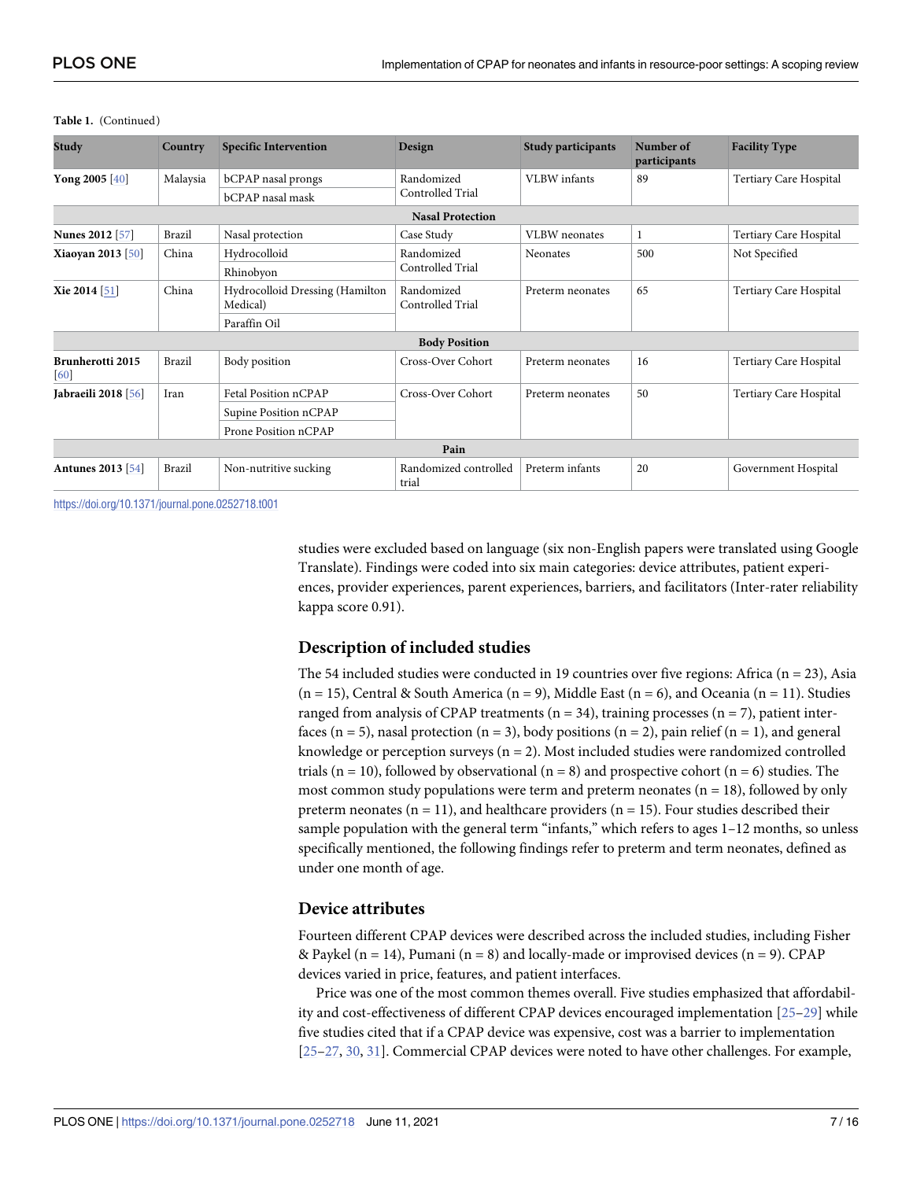Table 1. (Continued)

| Study | Country | Specific Intervention | Design | Study participants | Number of participants | Facility Type |
|---|---|---|---|---|---|---|
| **Yong 2005** [40] | Malaysia | bCPAP nasal prongs | Randomized Controlled Trial | VLBW infants | 89 | Tertiary Care Hospital |
| | | bCPAP nasal mask | | | | |
| | | | **Nasal Protection** | | | |
| **Nunes 2012** [57] | Brazil | Nasal protection | Case Study | VLBW neonates | 1 | Tertiary Care Hospital |
| **Xiaoyan 2013** [50] | China | Hydrocolloid | Randomized Controlled Trial | Neonates | 500 | Not Specified |
| | | Rhinobyon | | | | |
| **Xie 2014** [51] | China | Hydrocolloid Dressing (Hamilton Medical) | Randomized Controlled Trial | Preterm neonates | 65 | Tertiary Care Hospital |
| | | Paraffin Oil | | | | |
| | | | **Body Position** | | | |
| **Brunherotti 2015** [60] | Brazil | Body position | Cross-Over Cohort | Preterm neonates | 16 | Tertiary Care Hospital |
| **Jabraeili 2018** [56] | Iran | Fetal Position nCPAP | Cross-Over Cohort | Preterm neonates | 50 | Tertiary Care Hospital |
| | | Supine Position nCPAP | | | | |
| | | Prone Position nCPAP | | | | |
| | | | **Pain** | | | |
| **Antunes 2013** [54] | Brazil | Non-nutritive sucking | Randomized controlled trial | Preterm infants | 20 | Government Hospital |

https://doi.org/10.1371/journal.pone.0252718.t001

studies were excluded based on language (six non-English papers were translated using Google Translate). Findings were coded into six main categories: device attributes, patient experiences, provider experiences, parent experiences, barriers, and facilitators (Inter-rater reliability kappa score 0.91).

## Description of included studies

The 54 included studies were conducted in 19 countries over five regions: Africa (n = 23), Asia (n = 15), Central & South America (n = 9), Middle East (n = 6), and Oceania (n = 11). Studies ranged from analysis of CPAP treatments (n = 34), training processes (n = 7), patient interfaces (n = 5), nasal protection (n = 3), body positions (n = 2), pain relief (n = 1), and general knowledge or perception surveys (n = 2). Most included studies were randomized controlled trials (n = 10), followed by observational (n = 8) and prospective cohort (n = 6) studies. The most common study populations were term and preterm neonates (n = 18), followed by only preterm neonates (n = 11), and healthcare providers (n = 15). Four studies described their sample population with the general term "infants," which refers to ages 1–12 months, so unless specifically mentioned, the following findings refer to preterm and term neonates, defined as under one month of age.

## Device attributes

Fourteen different CPAP devices were described across the included studies, including Fisher & Paykel (n = 14), Pumani (n = 8) and locally-made or improvised devices (n = 9). CPAP devices varied in price, features, and patient interfaces.

Price was one of the most common themes overall. Five studies emphasized that affordability and cost-effectiveness of different CPAP devices encouraged implementation [25–29] while five studies cited that if a CPAP device was expensive, cost was a barrier to implementation [25–27, 30, 31]. Commercial CPAP devices were noted to have other challenges. For example,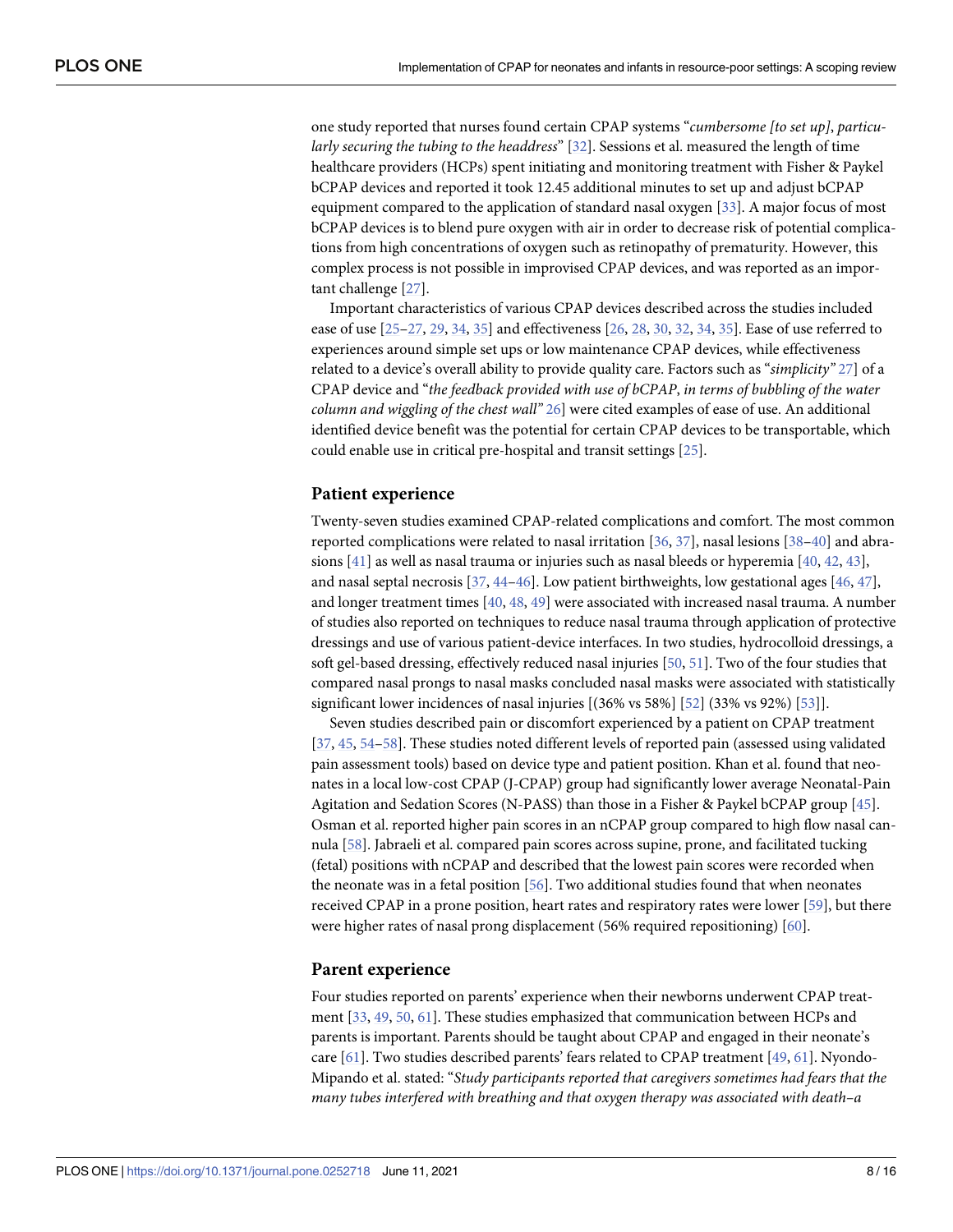one study reported that nurses found certain CPAP systems "*cumbersome [to set up], particularly securing the tubing to the headdress*" [32]. Sessions et al. measured the length of time healthcare providers (HCPs) spent initiating and monitoring treatment with Fisher & Paykel bCPAP devices and reported it took 12.45 additional minutes to set up and adjust bCPAP equipment compared to the application of standard nasal oxygen [33]. A major focus of most bCPAP devices is to blend pure oxygen with air in order to decrease risk of potential complications from high concentrations of oxygen such as retinopathy of prematurity. However, this complex process is not possible in improvised CPAP devices, and was reported as an important challenge [27].

Important characteristics of various CPAP devices described across the studies included ease of use [25–27, 29, 34, 35] and effectiveness [26, 28, 30, 32, 34, 35]. Ease of use referred to experiences around simple set ups or low maintenance CPAP devices, while effectiveness related to a device's overall ability to provide quality care. Factors such as "*simplicity*" 27] of a CPAP device and "*the feedback provided with use of bCPAP, in terms of bubbling of the water column and wiggling of the chest wall*" 26] were cited examples of ease of use. An additional identified device benefit was the potential for certain CPAP devices to be transportable, which could enable use in critical pre-hospital and transit settings [25].

## Patient experience

Twenty-seven studies examined CPAP-related complications and comfort. The most common reported complications were related to nasal irritation [36, 37], nasal lesions [38–40] and abrasions [41] as well as nasal trauma or injuries such as nasal bleeds or hyperemia [40, 42, 43], and nasal septal necrosis [37, 44–46]. Low patient birthweights, low gestational ages [46, 47], and longer treatment times [40, 48, 49] were associated with increased nasal trauma. A number of studies also reported on techniques to reduce nasal trauma through application of protective dressings and use of various patient-device interfaces. In two studies, hydrocolloid dressings, a soft gel-based dressing, effectively reduced nasal injuries [50, 51]. Two of the four studies that compared nasal prongs to nasal masks concluded nasal masks were associated with statistically significant lower incidences of nasal injuries [(36% vs 58%] [52] (33% vs 92%) [53]].

Seven studies described pain or discomfort experienced by a patient on CPAP treatment [37, 45, 54–58]. These studies noted different levels of reported pain (assessed using validated pain assessment tools) based on device type and patient position. Khan et al. found that neonates in a local low-cost CPAP (J-CPAP) group had significantly lower average Neonatal-Pain Agitation and Sedation Scores (N-PASS) than those in a Fisher & Paykel bCPAP group [45]. Osman et al. reported higher pain scores in an nCPAP group compared to high flow nasal cannula [58]. Jabraeli et al. compared pain scores across supine, prone, and facilitated tucking (fetal) positions with nCPAP and described that the lowest pain scores were recorded when the neonate was in a fetal position [56]. Two additional studies found that when neonates received CPAP in a prone position, heart rates and respiratory rates were lower [59], but there were higher rates of nasal prong displacement (56% required repositioning) [60].

## Parent experience

Four studies reported on parents' experience when their newborns underwent CPAP treatment [33, 49, 50, 61]. These studies emphasized that communication between HCPs and parents is important. Parents should be taught about CPAP and engaged in their neonate's care [61]. Two studies described parents' fears related to CPAP treatment [49, 61]. Nyondo-Mipando et al. stated: "*Study participants reported that caregivers sometimes had fears that the many tubes interfered with breathing and that oxygen therapy was associated with death–a*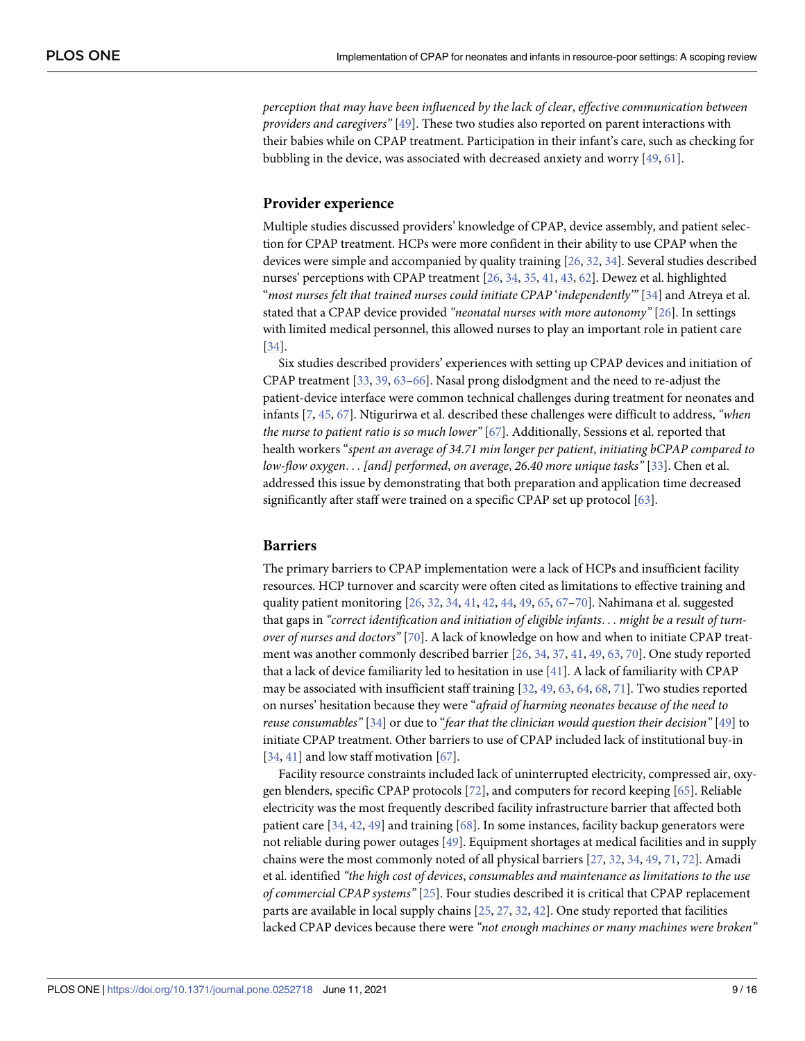*perception that may have been influenced by the lack of clear, effective communication between providers and caregivers"* [49]. These two studies also reported on parent interactions with their babies while on CPAP treatment. Participation in their infant's care, such as checking for bubbling in the device, was associated with decreased anxiety and worry [49, 61].

## Provider experience

Multiple studies discussed providers' knowledge of CPAP, device assembly, and patient selection for CPAP treatment. HCPs were more confident in their ability to use CPAP when the devices were simple and accompanied by quality training [26, 32, 34]. Several studies described nurses' perceptions with CPAP treatment [26, 34, 35, 41, 43, 62]. Dewez et al. highlighted "*most nurses felt that trained nurses could initiate CPAP 'independently'*" [34] and Atreya et al. stated that a CPAP device provided *"neonatal nurses with more autonomy"* [26]. In settings with limited medical personnel, this allowed nurses to play an important role in patient care [34].

Six studies described providers' experiences with setting up CPAP devices and initiation of CPAP treatment [33, 39, 63–66]. Nasal prong dislodgment and the need to re-adjust the patient-device interface were common technical challenges during treatment for neonates and infants [7, 45, 67]. Ntigurirwa et al. described these challenges were difficult to address, *"when the nurse to patient ratio is so much lower"* [67]. Additionally, Sessions et al. reported that health workers "*spent an average of 34.71 min longer per patient, initiating bCPAP compared to low-flow oxygen. . . [and] performed, on average, 26.40 more unique tasks"* [33]. Chen et al. addressed this issue by demonstrating that both preparation and application time decreased significantly after staff were trained on a specific CPAP set up protocol [63].

## Barriers

The primary barriers to CPAP implementation were a lack of HCPs and insufficient facility resources. HCP turnover and scarcity were often cited as limitations to effective training and quality patient monitoring [26, 32, 34, 41, 42, 44, 49, 65, 67–70]. Nahimana et al. suggested that gaps in *"correct identification and initiation of eligible infants. . . might be a result of turnover of nurses and doctors"* [70]. A lack of knowledge on how and when to initiate CPAP treatment was another commonly described barrier [26, 34, 37, 41, 49, 63, 70]. One study reported that a lack of device familiarity led to hesitation in use [41]. A lack of familiarity with CPAP may be associated with insufficient staff training [32, 49, 63, 64, 68, 71]. Two studies reported on nurses' hesitation because they were "*afraid of harming neonates because of the need to reuse consumables"* [34] or due to "*fear that the clinician would question their decision"* [49] to initiate CPAP treatment. Other barriers to use of CPAP included lack of institutional buy-in [34, 41] and low staff motivation [67].

Facility resource constraints included lack of uninterrupted electricity, compressed air, oxygen blenders, specific CPAP protocols [72], and computers for record keeping [65]. Reliable electricity was the most frequently described facility infrastructure barrier that affected both patient care [34, 42, 49] and training [68]. In some instances, facility backup generators were not reliable during power outages [49]. Equipment shortages at medical facilities and in supply chains were the most commonly noted of all physical barriers [27, 32, 34, 49, 71, 72]. Amadi et al. identified *"the high cost of devices, consumables and maintenance as limitations to the use of commercial CPAP systems"* [25]. Four studies described it is critical that CPAP replacement parts are available in local supply chains [25, 27, 32, 42]. One study reported that facilities lacked CPAP devices because there were *"not enough machines or many machines were broken"*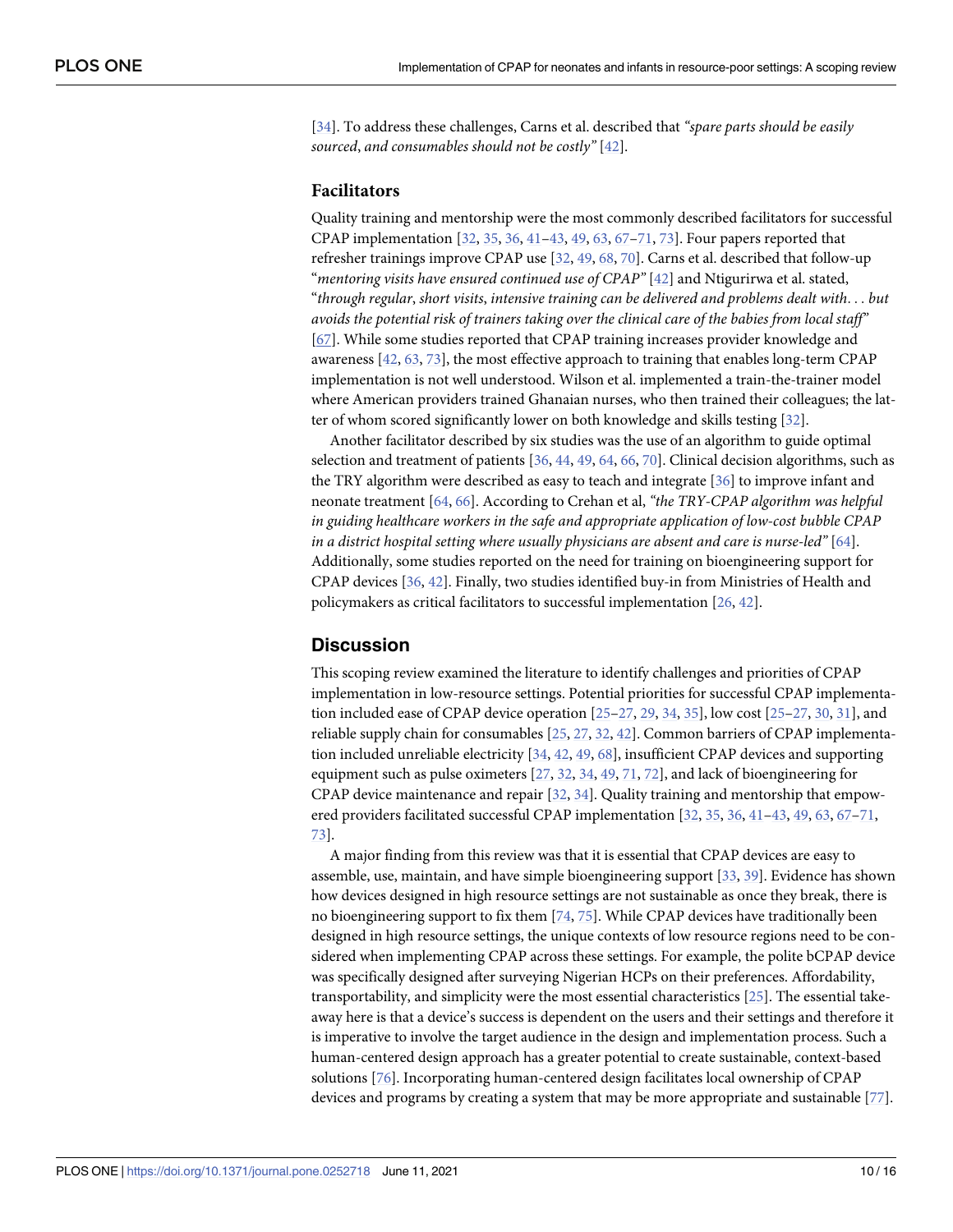[34]. To address these challenges, Carns et al. described that *"spare parts should be easily sourced, and consumables should not be costly"* [42].

### Facilitators

Quality training and mentorship were the most commonly described facilitators for successful CPAP implementation [32, 35, 36, 41–43, 49, 63, 67–71, 73]. Four papers reported that refresher trainings improve CPAP use [32, 49, 68, 70]. Carns et al. described that follow-up "*mentoring visits have ensured continued use of CPAP"* [42] and Ntigurirwa et al. stated, "*through regular, short visits, intensive training can be delivered and problems dealt with. . . but avoids the potential risk of trainers taking over the clinical care of the babies from local staff*" [67]. While some studies reported that CPAP training increases provider knowledge and awareness [42, 63, 73], the most effective approach to training that enables long-term CPAP implementation is not well understood. Wilson et al. implemented a train-the-trainer model where American providers trained Ghanaian nurses, who then trained their colleagues; the latter of whom scored significantly lower on both knowledge and skills testing [32].

Another facilitator described by six studies was the use of an algorithm to guide optimal selection and treatment of patients [36, 44, 49, 64, 66, 70]. Clinical decision algorithms, such as the TRY algorithm were described as easy to teach and integrate [36] to improve infant and neonate treatment [64, 66]. According to Crehan et al, *"the TRY-CPAP algorithm was helpful in guiding healthcare workers in the safe and appropriate application of low-cost bubble CPAP in a district hospital setting where usually physicians are absent and care is nurse-led"* [64]. Additionally, some studies reported on the need for training on bioengineering support for CPAP devices [36, 42]. Finally, two studies identified buy-in from Ministries of Health and policymakers as critical facilitators to successful implementation [26, 42].

## Discussion

This scoping review examined the literature to identify challenges and priorities of CPAP implementation in low-resource settings. Potential priorities for successful CPAP implementation included ease of CPAP device operation [25–27, 29, 34, 35], low cost [25–27, 30, 31], and reliable supply chain for consumables [25, 27, 32, 42]. Common barriers of CPAP implementation included unreliable electricity [34, 42, 49, 68], insufficient CPAP devices and supporting equipment such as pulse oximeters [27, 32, 34, 49, 71, 72], and lack of bioengineering for CPAP device maintenance and repair [32, 34]. Quality training and mentorship that empowered providers facilitated successful CPAP implementation [32, 35, 36, 41–43, 49, 63, 67–71, 73].

A major finding from this review was that it is essential that CPAP devices are easy to assemble, use, maintain, and have simple bioengineering support [33, 39]. Evidence has shown how devices designed in high resource settings are not sustainable as once they break, there is no bioengineering support to fix them [74, 75]. While CPAP devices have traditionally been designed in high resource settings, the unique contexts of low resource regions need to be considered when implementing CPAP across these settings. For example, the polite bCPAP device was specifically designed after surveying Nigerian HCPs on their preferences. Affordability, transportability, and simplicity were the most essential characteristics [25]. The essential takeaway here is that a device's success is dependent on the users and their settings and therefore it is imperative to involve the target audience in the design and implementation process. Such a human-centered design approach has a greater potential to create sustainable, context-based solutions [76]. Incorporating human-centered design facilitates local ownership of CPAP devices and programs by creating a system that may be more appropriate and sustainable [77].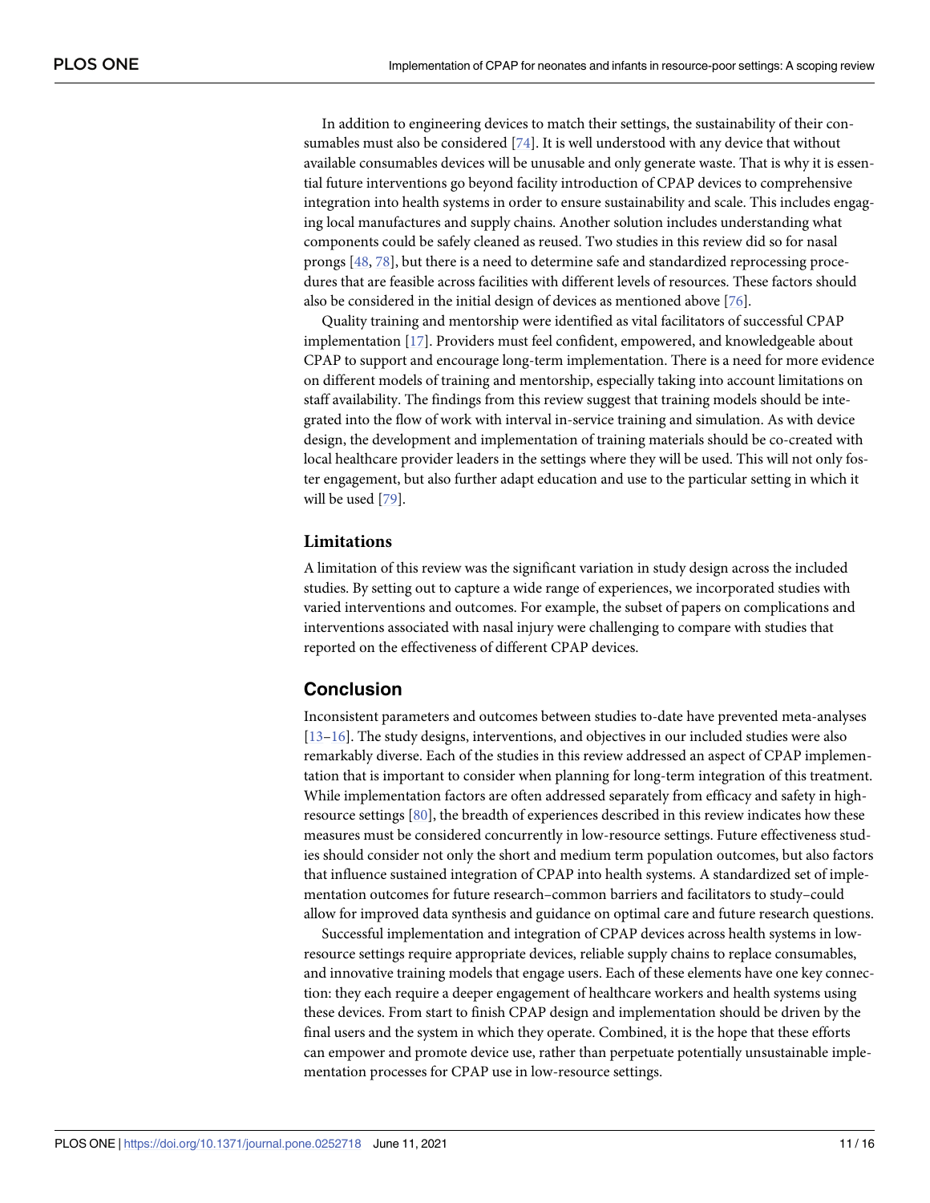In addition to engineering devices to match their settings, the sustainability of their consumables must also be considered [74]. It is well understood with any device that without available consumables devices will be unusable and only generate waste. That is why it is essential future interventions go beyond facility introduction of CPAP devices to comprehensive integration into health systems in order to ensure sustainability and scale. This includes engaging local manufactures and supply chains. Another solution includes understanding what components could be safely cleaned as reused. Two studies in this review did so for nasal prongs [48, 78], but there is a need to determine safe and standardized reprocessing procedures that are feasible across facilities with different levels of resources. These factors should also be considered in the initial design of devices as mentioned above [76].

Quality training and mentorship were identified as vital facilitators of successful CPAP implementation [17]. Providers must feel confident, empowered, and knowledgeable about CPAP to support and encourage long-term implementation. There is a need for more evidence on different models of training and mentorship, especially taking into account limitations on staff availability. The findings from this review suggest that training models should be integrated into the flow of work with interval in-service training and simulation. As with device design, the development and implementation of training materials should be co-created with local healthcare provider leaders in the settings where they will be used. This will not only foster engagement, but also further adapt education and use to the particular setting in which it will be used [79].

### Limitations

A limitation of this review was the significant variation in study design across the included studies. By setting out to capture a wide range of experiences, we incorporated studies with varied interventions and outcomes. For example, the subset of papers on complications and interventions associated with nasal injury were challenging to compare with studies that reported on the effectiveness of different CPAP devices.

## Conclusion

Inconsistent parameters and outcomes between studies to-date have prevented meta-analyses [13–16]. The study designs, interventions, and objectives in our included studies were also remarkably diverse. Each of the studies in this review addressed an aspect of CPAP implementation that is important to consider when planning for long-term integration of this treatment. While implementation factors are often addressed separately from efficacy and safety in high-resource settings [80], the breadth of experiences described in this review indicates how these measures must be considered concurrently in low-resource settings. Future effectiveness studies should consider not only the short and medium term population outcomes, but also factors that influence sustained integration of CPAP into health systems. A standardized set of implementation outcomes for future research–common barriers and facilitators to study–could allow for improved data synthesis and guidance on optimal care and future research questions.

Successful implementation and integration of CPAP devices across health systems in low-resource settings require appropriate devices, reliable supply chains to replace consumables, and innovative training models that engage users. Each of these elements have one key connection: they each require a deeper engagement of healthcare workers and health systems using these devices. From start to finish CPAP design and implementation should be driven by the final users and the system in which they operate. Combined, it is the hope that these efforts can empower and promote device use, rather than perpetuate potentially unsustainable implementation processes for CPAP use in low-resource settings.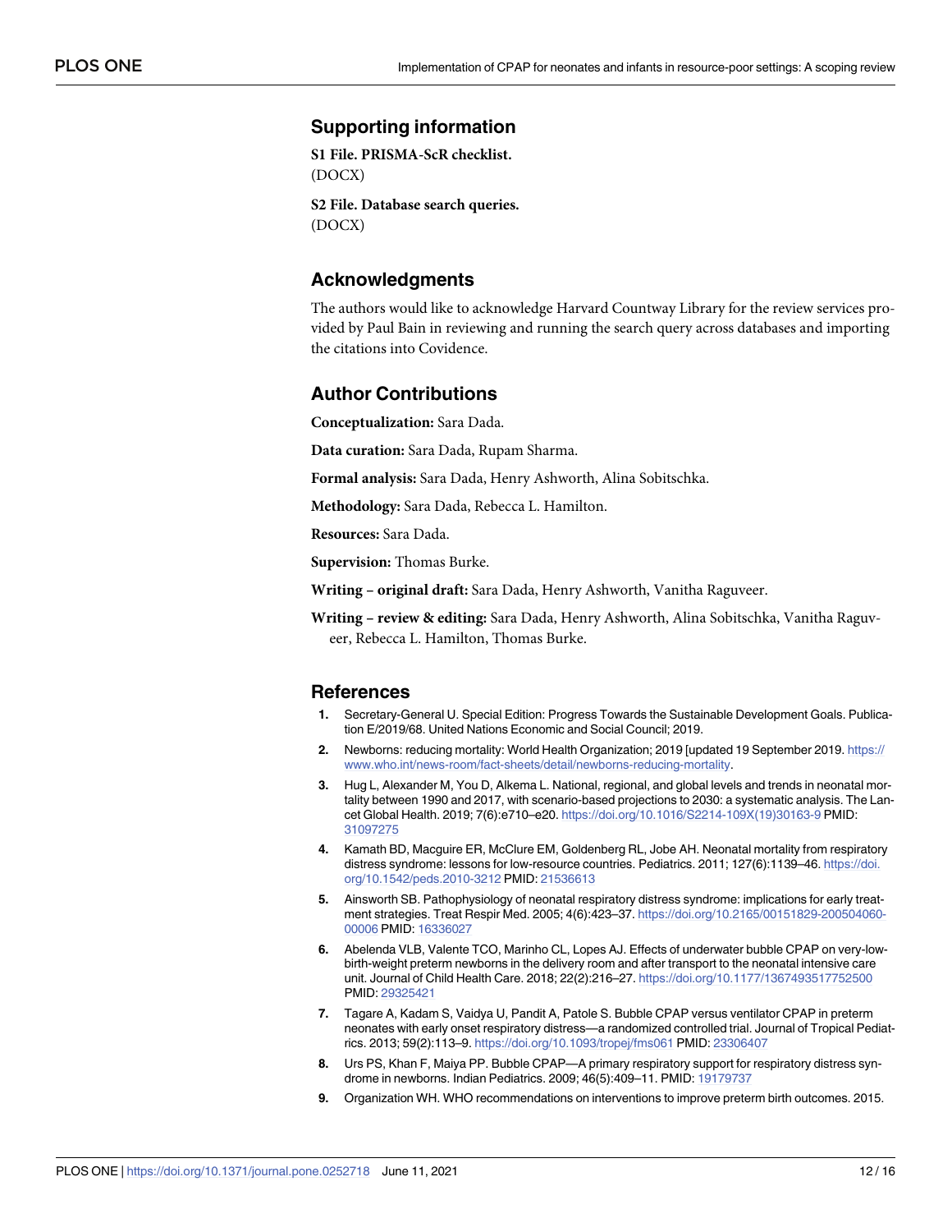## Supporting information

**S1 File. PRISMA-ScR checklist.**
(DOCX)

**S2 File. Database search queries.**
(DOCX)

## Acknowledgments

The authors would like to acknowledge Harvard Countway Library for the review services provided by Paul Bain in reviewing and running the search query across databases and importing the citations into Covidence.

## Author Contributions

**Conceptualization:** Sara Dada.

**Data curation:** Sara Dada, Rupam Sharma.

**Formal analysis:** Sara Dada, Henry Ashworth, Alina Sobitschka.

**Methodology:** Sara Dada, Rebecca L. Hamilton.

**Resources:** Sara Dada.

**Supervision:** Thomas Burke.

**Writing – original draft:** Sara Dada, Henry Ashworth, Vanitha Raguveer.

**Writing – review & editing:** Sara Dada, Henry Ashworth, Alina Sobitschka, Vanitha Raguveer, Rebecca L. Hamilton, Thomas Burke.

## References

1. Secretary-General U. Special Edition: Progress Towards the Sustainable Development Goals. Publication E/2019/68. United Nations Economic and Social Council; 2019.
2. Newborns: reducing mortality: World Health Organization; 2019 [updated 19 September 2019. https://www.who.int/news-room/fact-sheets/detail/newborns-reducing-mortality.
3. Hug L, Alexander M, You D, Alkema L. National, regional, and global levels and trends in neonatal mortality between 1990 and 2017, with scenario-based projections to 2030: a systematic analysis. The Lancet Global Health. 2019; 7(6):e710–e20. https://doi.org/10.1016/S2214-109X(19)30163-9 PMID: 31097275
4. Kamath BD, Macguire ER, McClure EM, Goldenberg RL, Jobe AH. Neonatal mortality from respiratory distress syndrome: lessons for low-resource countries. Pediatrics. 2011; 127(6):1139–46. https://doi.org/10.1542/peds.2010-3212 PMID: 21536613
5. Ainsworth SB. Pathophysiology of neonatal respiratory distress syndrome: implications for early treatment strategies. Treat Respir Med. 2005; 4(6):423–37. https://doi.org/10.2165/00151829-200504060-00006 PMID: 16336027
6. Abelenda VLB, Valente TCO, Marinho CL, Lopes AJ. Effects of underwater bubble CPAP on very-low-birth-weight preterm newborns in the delivery room and after transport to the neonatal intensive care unit. Journal of Child Health Care. 2018; 22(2):216–27. https://doi.org/10.1177/1367493517752500 PMID: 29325421
7. Tagare A, Kadam S, Vaidya U, Pandit A, Patole S. Bubble CPAP versus ventilator CPAP in preterm neonates with early onset respiratory distress—a randomized controlled trial. Journal of Tropical Pediatrics. 2013; 59(2):113–9. https://doi.org/10.1093/tropej/fms061 PMID: 23306407
8. Urs PS, Khan F, Maiya PP. Bubble CPAP—A primary respiratory support for respiratory distress syndrome in newborns. Indian Pediatrics. 2009; 46(5):409–11. PMID: 19179737
9. Organization WH. WHO recommendations on interventions to improve preterm birth outcomes. 2015.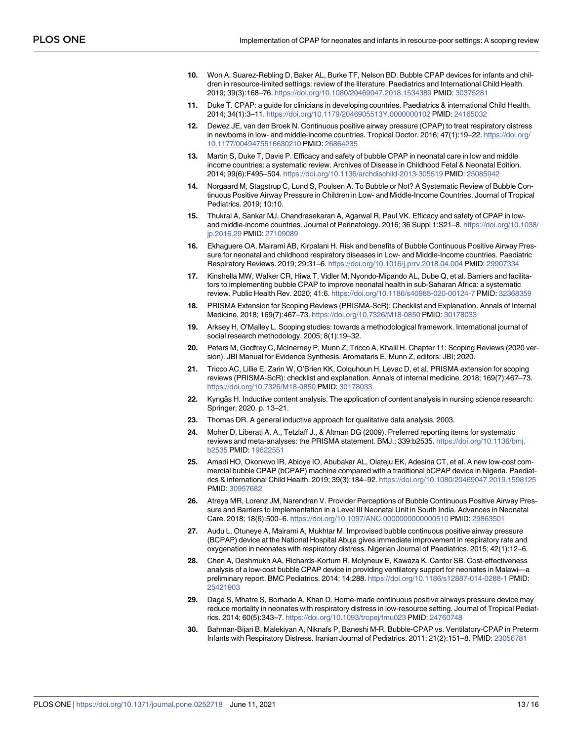10. Won A, Suarez-Rebling D, Baker AL, Burke TF, Nelson BD. Bubble CPAP devices for infants and children in resource-limited settings: review of the literature. Paediatrics and International Child Health. 2019; 39(3):168–76. https://doi.org/10.1080/20469047.2018.1534389 PMID: 30375281
11. Duke T. CPAP: a guide for clinicians in developing countries. Paediatrics & international Child Health. 2014; 34(1):3–11. https://doi.org/10.1179/2046905513Y.0000000102 PMID: 24165032
12. Dewez JE, van den Broek N. Continuous positive airway pressure (CPAP) to treat respiratory distress in newborns in low- and middle-income countries. Tropical Doctor. 2016; 47(1):19–22. https://doi.org/10.1177/0049475516630210 PMID: 26864235
13. Martin S, Duke T, Davis P. Efficacy and safety of bubble CPAP in neonatal care in low and middle income countries: a systematic review. Archives of Disease in Childhood Fetal & Neonatal Edition. 2014; 99(6):F495–504. https://doi.org/10.1136/archdischild-2013-305519 PMID: 25085942
14. Norgaard M, Stagstrup C, Lund S, Poulsen A. To Bubble or Not? A Systematic Review of Bubble Continuous Positive Airway Pressure in Children in Low- and Middle-Income Countries. Journal of Tropical Pediatrics. 2019; 10:10.
15. Thukral A, Sankar MJ, Chandrasekaran A, Agarwal R, Paul VK. Efficacy and safety of CPAP in low- and middle-income countries. Journal of Perinatology. 2016; 36 Suppl 1:S21–8. https://doi.org/10.1038/jp.2016.29 PMID: 27109089
16. Ekhaguere OA, Mairami AB, Kirpalani H. Risk and benefits of Bubble Continuous Positive Airway Pressure for neonatal and childhood respiratory diseases in Low- and Middle-Income countries. Paediatric Respiratory Reviews. 2019; 29:31–6. https://doi.org/10.1016/j.prrv.2018.04.004 PMID: 29907334
17. Kinshella MW, Walker CR, Hiwa T, Vidler M, Nyondo-Mipando AL, Dube Q, et al. Barriers and facilitators to implementing bubble CPAP to improve neonatal health in sub-Saharan Africa: a systematic review. Public Health Rev. 2020; 41:6. https://doi.org/10.1186/s40985-020-00124-7 PMID: 32368359
18. PRISMA Extension for Scoping Reviews (PRISMA-ScR): Checklist and Explanation. Annals of Internal Medicine. 2018; 169(7):467–73. https://doi.org/10.7326/M18-0850 PMID: 30178033
19. Arksey H, O'Malley L. Scoping studies: towards a methodological framework. International journal of social research methodology. 2005; 8(1):19–32.
20. Peters M, Godfrey C, McInerney P, Munn Z, Tricco A, Khalil H. Chapter 11: Scoping Reviews (2020 version). JBI Manual for Evidence Synthesis. Aromataris E, Munn Z, editors: JBI; 2020.
21. Tricco AC, Lillie E, Zarin W, O'Brien KK, Colquhoun H, Levac D, et al. PRISMA extension for scoping reviews (PRISMA-ScR): checklist and explanation. Annals of internal medicine. 2018; 169(7):467–73. https://doi.org/10.7326/M18-0850 PMID: 30178033
22. Kyngäs H. Inductive content analysis. The application of content analysis in nursing science research: Springer; 2020. p. 13–21.
23. Thomas DR. A general inductive approach for qualitative data analysis. 2003.
24. Moher D, Liberati A. A., Tetzlaff J., & Altman DG (2009). Preferred reporting items for systematic reviews and meta-analyses: the PRISMA statement. BMJ.; 339:b2535. https://doi.org/10.1136/bmj.b2535 PMID: 19622551
25. Amadi HO, Okonkwo IR, Abioye IO, Abubakar AL, Olateju EK, Adesina CT, et al. A new low-cost commercial bubble CPAP (bCPAP) machine compared with a traditional bCPAP device in Nigeria. Paediatrics & international Child Health. 2019; 39(3):184–92. https://doi.org/10.1080/20469047.2019.1598125 PMID: 30957682
26. Atreya MR, Lorenz JM, Narendran V. Provider Perceptions of Bubble Continuous Positive Airway Pressure and Barriers to Implementation in a Level III Neonatal Unit in South India. Advances in Neonatal Care. 2018; 18(6):500–6. https://doi.org/10.1097/ANC.0000000000000510 PMID: 29863501
27. Audu L, Otuneye A, Mairami A, Mukhtar M. Improvised bubble continuous positive airway pressure (BCPAP) device at the National Hospital Abuja gives immediate improvement in respiratory rate and oxygenation in neonates with respiratory distress. Nigerian Journal of Paediatrics. 2015; 42(1):12–6.
28. Chen A, Deshmukh AA, Richards-Kortum R, Molyneux E, Kawaza K, Cantor SB. Cost-effectiveness analysis of a low-cost bubble CPAP device in providing ventilatory support for neonates in Malawi—a preliminary report. BMC Pediatrics. 2014; 14:288. https://doi.org/10.1186/s12887-014-0288-1 PMID: 25421903
29. Daga S, Mhatre S, Borhade A, Khan D. Home-made continuous positive airways pressure device may reduce mortality in neonates with respiratory distress in low-resource setting. Journal of Tropical Pediatrics. 2014; 60(5):343–7. https://doi.org/10.1093/tropej/fmu023 PMID: 24760748
30. Bahman-Bijari B, Malekiyan A, Niknafs P, Baneshi M-R. Bubble-CPAP vs. Ventilatory-CPAP in Preterm Infants with Respiratory Distress. Iranian Journal of Pediatrics. 2011; 21(2):151–8. PMID: 23056781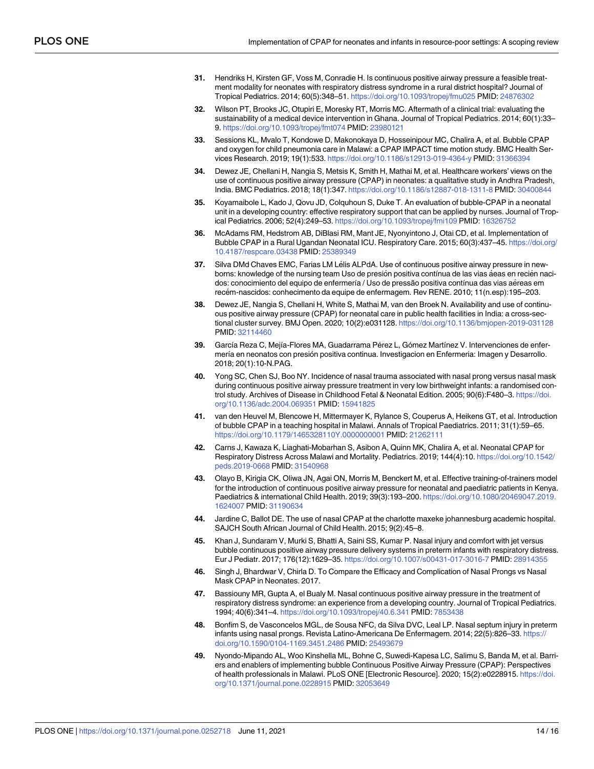31. Hendriks H, Kirsten GF, Voss M, Conradie H. Is continuous positive airway pressure a feasible treatment modality for neonates with respiratory distress syndrome in a rural district hospital? Journal of Tropical Pediatrics. 2014; 60(5):348–51. https://doi.org/10.1093/tropej/fmu025 PMID: 24876302

32. Wilson PT, Brooks JC, Otupiri E, Moresky RT, Morris MC. Aftermath of a clinical trial: evaluating the sustainability of a medical device intervention in Ghana. Journal of Tropical Pediatrics. 2014; 60(1):33–9. https://doi.org/10.1093/tropej/fmt074 PMID: 23980121

33. Sessions KL, Mvalo T, Kondowe D, Makonokaya D, Hosseinipour MC, Chalira A, et al. Bubble CPAP and oxygen for child pneumonia care in Malawi: a CPAP IMPACT time motion study. BMC Health Services Research. 2019; 19(1):533. https://doi.org/10.1186/s12913-019-4364-y PMID: 31366394

34. Dewez JE, Chellani H, Nangia S, Metsis K, Smith H, Mathai M, et al. Healthcare workers' views on the use of continuous positive airway pressure (CPAP) in neonates: a qualitative study in Andhra Pradesh, India. BMC Pediatrics. 2018; 18(1):347. https://doi.org/10.1186/s12887-018-1311-8 PMID: 30400844

35. Koyamaibole L, Kado J, Qovu JD, Colquhoun S, Duke T. An evaluation of bubble-CPAP in a neonatal unit in a developing country: effective respiratory support that can be applied by nurses. Journal of Tropical Pediatrics. 2006; 52(4):249–53. https://doi.org/10.1093/tropej/fmi109 PMID: 16326752

36. McAdams RM, Hedstrom AB, DiBlasi RM, Mant JE, Nyonyintono J, Otai CD, et al. Implementation of Bubble CPAP in a Rural Ugandan Neonatal ICU. Respiratory Care. 2015; 60(3):437–45. https://doi.org/10.4187/respcare.03438 PMID: 25389349

37. Silva DMd Chaves EMC, Farias LM Lélis ALPdA. Use of continuous positive airway pressure in newborns: knowledge of the nursing team Uso de presión positiva continua de las vias áeas en recién nacidos: conocimiento del equipo de enfermería / Uso de pressão positiva contínua das vias aéreas em recém-nascidos: conhecimento da equipe de enfermagem. Rev RENE. 2010; 11(n.esp):195–203.

38. Dewez JE, Nangia S, Chellani H, White S, Mathai M, van den Broek N. Availability and use of continuous positive airway pressure (CPAP) for neonatal care in public health facilities in India: a cross-sectional cluster survey. BMJ Open. 2020; 10(2):e031128. https://doi.org/10.1136/bmjopen-2019-031128 PMID: 32114460

39. García Reza C, Mejía-Flores MA, Guadarrama Pérez L, Gómez Martínez V. Intervenciones de enfermería en neonatos con presión positiva continua. Investigacion en Enfermeria: Imagen y Desarrollo. 2018; 20(1):10-N.PAG.

40. Yong SC, Chen SJ, Boo NY. Incidence of nasal trauma associated with nasal prong versus nasal mask during continuous positive airway pressure treatment in very low birthweight infants: a randomised control study. Archives of Disease in Childhood Fetal & Neonatal Edition. 2005; 90(6):F480–3. https://doi.org/10.1136/adc.2004.069351 PMID: 15941825

41. van den Heuvel M, Blencowe H, Mittermayer K, Rylance S, Couperus A, Heikens GT, et al. Introduction of bubble CPAP in a teaching hospital in Malawi. Annals of Tropical Paediatrics. 2011; 31(1):59–65. https://doi.org/10.1179/1465328110Y.0000000001 PMID: 21262111

42. Carns J, Kawaza K, Liaghati-Mobarhan S, Asibon A, Quinn MK, Chalira A, et al. Neonatal CPAP for Respiratory Distress Across Malawi and Mortality. Pediatrics. 2019; 144(4):10. https://doi.org/10.1542/peds.2019-0668 PMID: 31540968

43. Olayo B, Kirigia CK, Oliwa JN, Agai ON, Morris M, Benckert M, et al. Effective training-of-trainers model for the introduction of continuous positive airway pressure for neonatal and paediatric patients in Kenya. Paediatrics & international Child Health. 2019; 39(3):193–200. https://doi.org/10.1080/20469047.2019.1624007 PMID: 31190634

44. Jardine C, Ballot DE. The use of nasal CPAP at the charlotte maxeke johannesburg academic hospital. SAJCH South African Journal of Child Health. 2015; 9(2):45–8.

45. Khan J, Sundaram V, Murki S, Bhatti A, Saini SS, Kumar P. Nasal injury and comfort with jet versus bubble continuous positive airway pressure delivery systems in preterm infants with respiratory distress. Eur J Pediatr. 2017; 176(12):1629–35. https://doi.org/10.1007/s00431-017-3016-7 PMID: 28914355

46. Singh J, Bhardwar V, Chirla D. To Compare the Efficacy and Complication of Nasal Prongs vs Nasal Mask CPAP in Neonates. 2017.

47. Bassiouny MR, Gupta A, el Bualy M. Nasal continuous positive airway pressure in the treatment of respiratory distress syndrome: an experience from a developing country. Journal of Tropical Pediatrics. 1994; 40(6):341–4. https://doi.org/10.1093/tropej/40.6.341 PMID: 7853438

48. Bonfim S, de Vasconcelos MGL, de Sousa NFC, da Silva DVC, Leal LP. Nasal septum injury in preterm infants using nasal prongs. Revista Latino-Americana De Enfermagem. 2014; 22(5):826–33. https://doi.org/10.1590/0104-1169.3451.2486 PMID: 25493679

49. Nyondo-Mipando AL, Woo Kinshella ML, Bohne C, Suwedi-Kapesa LC, Salimu S, Banda M, et al. Barriers and enablers of implementing bubble Continuous Positive Airway Pressure (CPAP): Perspectives of health professionals in Malawi. PLoS ONE [Electronic Resource]. 2020; 15(2):e0228915. https://doi.org/10.1371/journal.pone.0228915 PMID: 32053649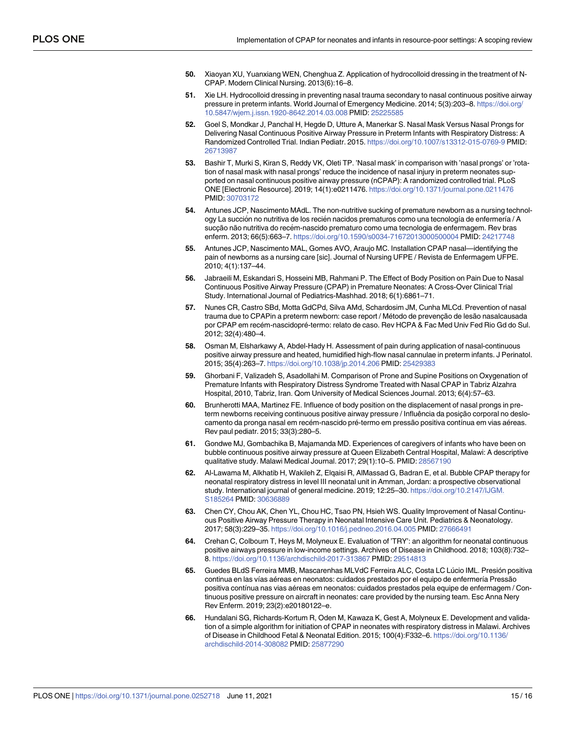50. Xiaoyan XU, Yuanxiang WEN, Chenghua Z. Application of hydrocolloid dressing in the treatment of N-CPAP. Modern Clinical Nursing. 2013(6):16–8.
51. Xie LH. Hydrocolloid dressing in preventing nasal trauma secondary to nasal continuous positive airway pressure in preterm infants. World Journal of Emergency Medicine. 2014; 5(3):203–8. https://doi.org/10.5847/wjem.j.issn.1920-8642.2014.03.008 PMID: 25225585
52. Goel S, Mondkar J, Panchal H, Hegde D, Utture A, Manerkar S. Nasal Mask Versus Nasal Prongs for Delivering Nasal Continuous Positive Airway Pressure in Preterm Infants with Respiratory Distress: A Randomized Controlled Trial. Indian Pediatr. 2015. https://doi.org/10.1007/s13312-015-0769-9 PMID: 26713987
53. Bashir T, Murki S, Kiran S, Reddy VK, Oleti TP. 'Nasal mask' in comparison with 'nasal prongs' or 'rotation of nasal mask with nasal prongs' reduce the incidence of nasal injury in preterm neonates supported on nasal continuous positive airway pressure (nCPAP): A randomized controlled trial. PLoS ONE [Electronic Resource]. 2019; 14(1):e0211476. https://doi.org/10.1371/journal.pone.0211476 PMID: 30703172
54. Antunes JCP, Nascimento MAdL. The non-nutritive sucking of premature newborn as a nursing technology La succión no nutritiva de los recién nacidos prematuros como una tecnología de enfermería / A sucção não nutritiva do recém-nascido prematuro como uma tecnologia de enfermagem. Rev bras enferm. 2013; 66(5):663–7. https://doi.org/10.1590/s0034-71672013000500004 PMID: 24217748
55. Antunes JCP, Nascimento MAL, Gomes AVO, Araujo MC. Installation CPAP nasal—identifying the pain of newborns as a nursing care [sic]. Journal of Nursing UFPE / Revista de Enfermagem UFPE. 2010; 4(1):137–44.
56. Jabraeili M, Eskandari S, Hosseini MB, Rahmani P. The Effect of Body Position on Pain Due to Nasal Continuous Positive Airway Pressure (CPAP) in Premature Neonates: A Cross-Over Clinical Trial Study. International Journal of Pediatrics-Mashhad. 2018; 6(1):6861–71.
57. Nunes CR, Castro SBd, Motta GdCPd, Silva AMd, Schardosim JM, Cunha MLCd. Prevention of nasal trauma due to CPAPin a preterm newborn: case report / Método de prevenção de lesão nasalcausada por CPAP em recém-nascidopré-termo: relato de caso. Rev HCPA & Fac Med Univ Fed Rio Gd do Sul. 2012; 32(4):480–4.
58. Osman M, Elsharkawy A, Abdel-Hady H. Assessment of pain during application of nasal-continuous positive airway pressure and heated, humidified high-flow nasal cannulae in preterm infants. J Perinatol. 2015; 35(4):263–7. https://doi.org/10.1038/jp.2014.206 PMID: 25429383
59. Ghorbani F, Valizadeh S, Asadollahi M. Comparison of Prone and Supine Positions on Oxygenation of Premature Infants with Respiratory Distress Syndrome Treated with Nasal CPAP in Tabriz Alzahra Hospital, 2010, Tabriz, Iran. Qom University of Medical Sciences Journal. 2013; 6(4):57–63.
60. Brunherotti MAA, Martinez FE. Influence of body position on the displacement of nasal prongs in preterm newborns receiving continuous positive airway pressure / Influência da posição corporal no deslocamento da pronga nasal em recém-nascido pré-termo em pressão positiva contínua em vias aéreas. Rev paul pediatr. 2015; 33(3):280–5.
61. Gondwe MJ, Gombachika B, Majamanda MD. Experiences of caregivers of infants who have been on bubble continuous positive airway pressure at Queen Elizabeth Central Hospital, Malawi: A descriptive qualitative study. Malawi Medical Journal. 2017; 29(1):10–5. PMID: 28567190
62. Al-Lawama M, Alkhatib H, Wakileh Z, Elqaisi R, AlMassad G, Badran E, et al. Bubble CPAP therapy for neonatal respiratory distress in level III neonatal unit in Amman, Jordan: a prospective observational study. International journal of general medicine. 2019; 12:25–30. https://doi.org/10.2147/IJGM.S185264 PMID: 30636889
63. Chen CY, Chou AK, Chen YL, Chou HC, Tsao PN, Hsieh WS. Quality Improvement of Nasal Continuous Positive Airway Pressure Therapy in Neonatal Intensive Care Unit. Pediatrics & Neonatology. 2017; 58(3):229–35. https://doi.org/10.1016/j.pedneo.2016.04.005 PMID: 27666491
64. Crehan C, Colbourn T, Heys M, Molyneux E. Evaluation of 'TRY': an algorithm for neonatal continuous positive airways pressure in low-income settings. Archives of Disease in Childhood. 2018; 103(8):732–8. https://doi.org/10.1136/archdischild-2017-313867 PMID: 29514813
65. Guedes BLdS Ferreira MMB, Mascarenhas MLVdC Ferreira ALC, Costa LC Lúcio IML. Presión positiva continua en las vías aéreas en neonatos: cuidados prestados por el equipo de enfermería Pressão positiva contínua nas vias aéreas em neonatos: cuidados prestados pela equipe de enfermagem / Continuous positive pressure on aircraft in neonates: care provided by the nursing team. Esc Anna Nery Rev Enferm. 2019; 23(2):e20180122–e.
66. Hundalani SG, Richards-Kortum R, Oden M, Kawaza K, Gest A, Molyneux E. Development and validation of a simple algorithm for initiation of CPAP in neonates with respiratory distress in Malawi. Archives of Disease in Childhood Fetal & Neonatal Edition. 2015; 100(4):F332–6. https://doi.org/10.1136/archdischild-2014-308082 PMID: 25877290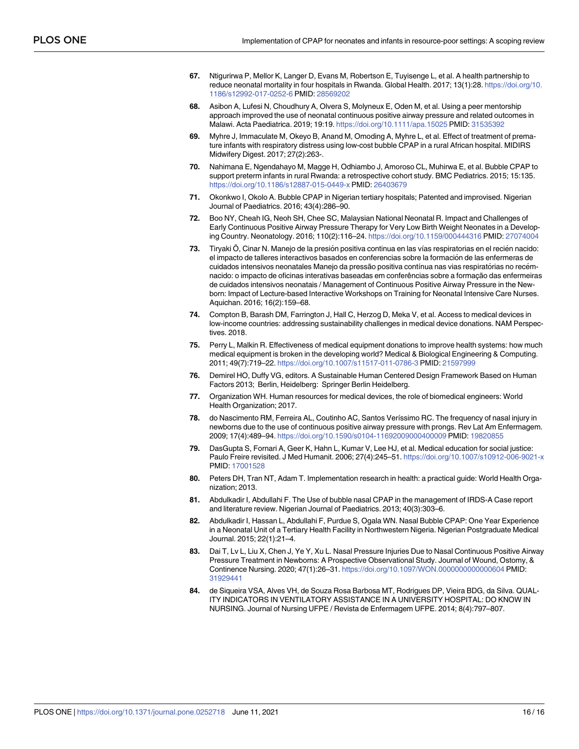67. Ntigurirwa P, Mellor K, Langer D, Evans M, Robertson E, Tuyisenge L, et al. A health partnership to reduce neonatal mortality in four hospitals in Rwanda. Global Health. 2017; 13(1):28. https://doi.org/10.1186/s12992-017-0252-6 PMID: 28569202

68. Asibon A, Lufesi N, Choudhury A, Olvera S, Molyneux E, Oden M, et al. Using a peer mentorship approach improved the use of neonatal continuous positive airway pressure and related outcomes in Malawi. Acta Paediatrica. 2019; 19:19. https://doi.org/10.1111/apa.15025 PMID: 31535392

69. Myhre J, Immaculate M, Okeyo B, Anand M, Omoding A, Myhre L, et al. Effect of treatment of premature infants with respiratory distress using low-cost bubble CPAP in a rural African hospital. MIDIRS Midwifery Digest. 2017; 27(2):263-.

70. Nahimana E, Ngendahayo M, Magge H, Odhiambo J, Amoroso CL, Muhirwa E, et al. Bubble CPAP to support preterm infants in rural Rwanda: a retrospective cohort study. BMC Pediatrics. 2015; 15:135. https://doi.org/10.1186/s12887-015-0449-x PMID: 26403679

71. Okonkwo I, Okolo A. Bubble CPAP in Nigerian tertiary hospitals; Patented and improvised. Nigerian Journal of Paediatrics. 2016; 43(4):286–90.

72. Boo NY, Cheah IG, Neoh SH, Chee SC, Malaysian National Neonatal R. Impact and Challenges of Early Continuous Positive Airway Pressure Therapy for Very Low Birth Weight Neonates in a Developing Country. Neonatology. 2016; 110(2):116–24. https://doi.org/10.1159/000444316 PMID: 27074004

73. Tiryaki Ö, Cinar N. Manejo de la presión positiva continua en las vías respiratorias en el recién nacido: el impacto de talleres interactivos basados en conferencias sobre la formación de las enfermeras de cuidados intensivos neonatales Manejo da pressão positiva contínua nas vias respiratórias no recém-nacido: o impacto de oficinas interativas baseadas em conferências sobre a formação das enfermeiras de cuidados intensivos neonatais / Management of Continuous Positive Airway Pressure in the Newborn: Impact of Lecture-based Interactive Workshops on Training for Neonatal Intensive Care Nurses. Aquichan. 2016; 16(2):159–68.

74. Compton B, Barash DM, Farrington J, Hall C, Herzog D, Meka V, et al. Access to medical devices in low-income countries: addressing sustainability challenges in medical device donations. NAM Perspectives. 2018.

75. Perry L, Malkin R. Effectiveness of medical equipment donations to improve health systems: how much medical equipment is broken in the developing world? Medical & Biological Engineering & Computing. 2011; 49(7):719–22. https://doi.org/10.1007/s11517-011-0786-3 PMID: 21597999

76. Demirel HO, Duffy VG, editors. A Sustainable Human Centered Design Framework Based on Human Factors 2013; Berlin, Heidelberg: Springer Berlin Heidelberg.

77. Organization WH. Human resources for medical devices, the role of biomedical engineers: World Health Organization; 2017.

78. do Nascimento RM, Ferreira AL, Coutinho AC, Santos Veríssimo RC. The frequency of nasal injury in newborns due to the use of continuous positive airway pressure with prongs. Rev Lat Am Enfermagem. 2009; 17(4):489–94. https://doi.org/10.1590/s0104-11692009000400009 PMID: 19820855

79. DasGupta S, Fornari A, Geer K, Hahn L, Kumar V, Lee HJ, et al. Medical education for social justice: Paulo Freire revisited. J Med Humanit. 2006; 27(4):245–51. https://doi.org/10.1007/s10912-006-9021-x PMID: 17001528

80. Peters DH, Tran NT, Adam T. Implementation research in health: a practical guide: World Health Organization; 2013.

81. Abdulkadir I, Abdullahi F. The Use of bubble nasal CPAP in the management of IRDS-A Case report and literature review. Nigerian Journal of Paediatrics. 2013; 40(3):303–6.

82. Abdulkadir I, Hassan L, Abdullahi F, Purdue S, Ogala WN. Nasal Bubble CPAP: One Year Experience in a Neonatal Unit of a Tertiary Health Facility in Northwestern Nigeria. Nigerian Postgraduate Medical Journal. 2015; 22(1):21–4.

83. Dai T, Lv L, Liu X, Chen J, Ye Y, Xu L. Nasal Pressure Injuries Due to Nasal Continuous Positive Airway Pressure Treatment in Newborns: A Prospective Observational Study. Journal of Wound, Ostomy, & Continence Nursing. 2020; 47(1):26–31. https://doi.org/10.1097/WON.0000000000000604 PMID: 31929441

84. de Siqueira VSA, Alves VH, de Souza Rosa Barbosa MT, Rodrigues DP, Vieira BDG, da Silva. QUALITY INDICATORS IN VENTILATORY ASSISTANCE IN A UNIVERSITY HOSPITAL: DO KNOW IN NURSING. Journal of Nursing UFPE / Revista de Enfermagem UFPE. 2014; 8(4):797–807.